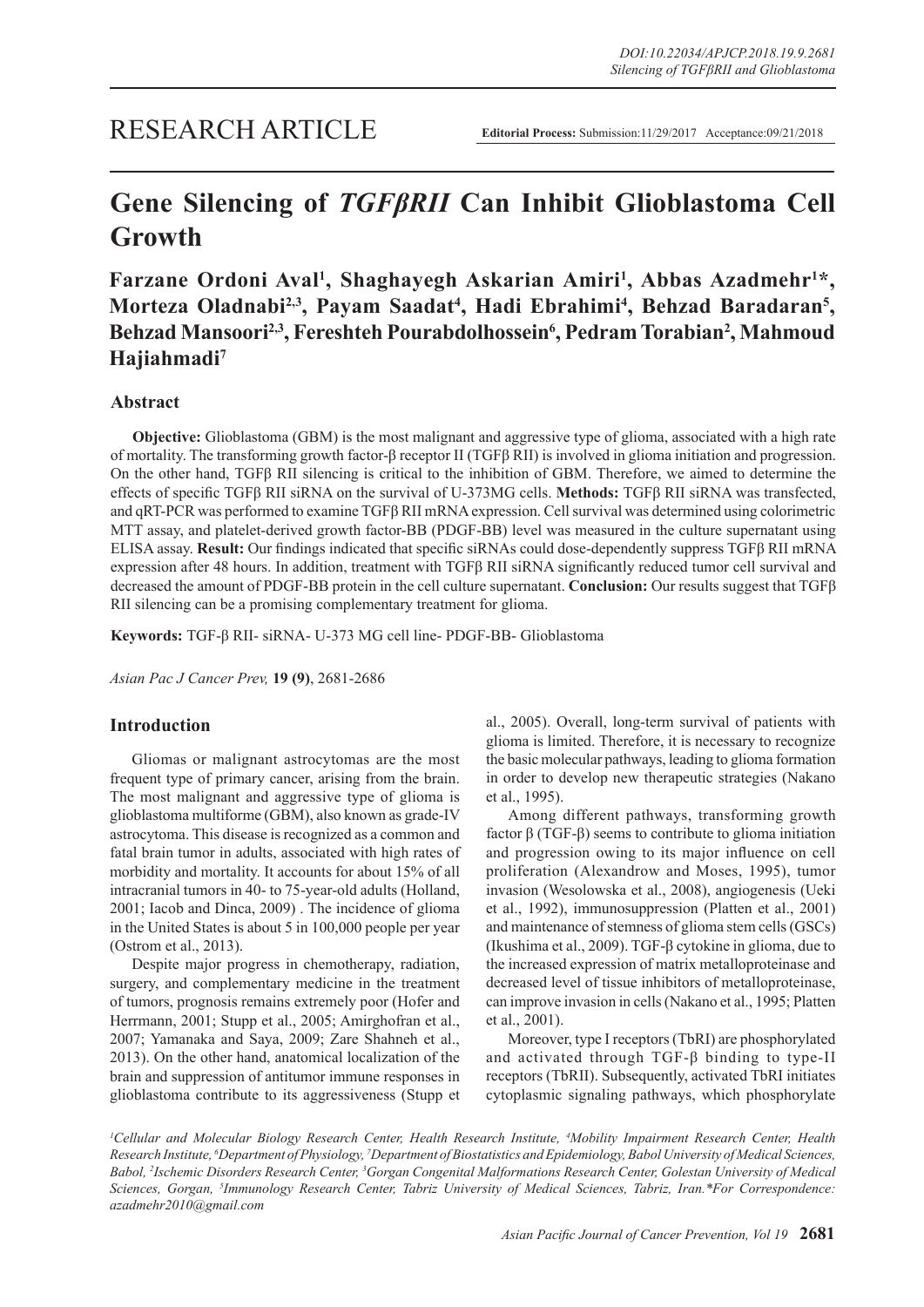RESEARCH ARTICLE

**Editorial Process:** Submission:11/29/2017 Acceptance:09/21/2018

# Gene Silencing of *TGFβRII* Can Inhibit Glioblastoma Cell Growth

**Farzane Ordoni Aval[1], Shaghayegh Askarian Amiri[1], Abbas Azadmehr[1]*, Morteza Oladnabi[2,3], Payam Saadat[4], Hadi Ebrahimi[4], Behzad Baradaran[5], Behzad Mansoori[2,3], Fereshteh Pourabdolhossein[6], Pedram Torabian[2], Mahmoud Hajiahmadi[7]**

## Abstract

**Objective:** Glioblastoma (GBM) is the most malignant and aggressive type of glioma, associated with a high rate of mortality. The transforming growth factor-β receptor II (TGFβ RII) is involved in glioma initiation and progression. On the other hand, TGFβ RII silencing is critical to the inhibition of GBM. Therefore, we aimed to determine the effects of specific TGFβ RII siRNA on the survival of U-373MG cells. **Methods:** TGFβ RII siRNA was transfected, and qRT-PCR was performed to examine TGFβ RII mRNA expression. Cell survival was determined using colorimetric MTT assay, and platelet-derived growth factor-BB (PDGF-BB) level was measured in the culture supernatant using ELISA assay. **Result:** Our findings indicated that specific siRNAs could dose-dependently suppress TGFβ RII mRNA expression after 48 hours. In addition, treatment with TGFβ RII siRNA significantly reduced tumor cell survival and decreased the amount of PDGF-BB protein in the cell culture supernatant. **Conclusion:** Our results suggest that TGFβ RII silencing can be a promising complementary treatment for glioma.

**Keywords:** TGF-β RII- siRNA- U-373 MG cell line- PDGF-BB- Glioblastoma

*Asian Pac J Cancer Prev,* **19 (9)**, 2681-2686

## Introduction

Gliomas or malignant astrocytomas are the most frequent type of primary cancer, arising from the brain. The most malignant and aggressive type of glioma is glioblastoma multiforme (GBM), also known as grade-IV astrocytoma. This disease is recognized as a common and fatal brain tumor in adults, associated with high rates of morbidity and mortality. It accounts for about 15% of all intracranial tumors in 40- to 75-year-old adults (Holland, 2001; Iacob and Dinca, 2009) . The incidence of glioma in the United States is about 5 in 100,000 people per year (Ostrom et al., 2013).

Despite major progress in chemotherapy, radiation, surgery, and complementary medicine in the treatment of tumors, prognosis remains extremely poor (Hofer and Herrmann, 2001; Stupp et al., 2005; Amirghofran et al., 2007; Yamanaka and Saya, 2009; Zare Shahneh et al., 2013). On the other hand, anatomical localization of the brain and suppression of antitumor immune responses in glioblastoma contribute to its aggressiveness (Stupp et al., 2005). Overall, long-term survival of patients with glioma is limited. Therefore, it is necessary to recognize the basic molecular pathways, leading to glioma formation in order to develop new therapeutic strategies (Nakano et al., 1995).

Among different pathways, transforming growth factor β (TGF-β) seems to contribute to glioma initiation and progression owing to its major influence on cell proliferation (Alexandrow and Moses, 1995), tumor invasion (Wesolowska et al., 2008), angiogenesis (Ueki et al., 1992), immunosuppression (Platten et al., 2001) and maintenance of stemness of glioma stem cells (GSCs) (Ikushima et al., 2009). TGF-β cytokine in glioma, due to the increased expression of matrix metalloproteinase and decreased level of tissue inhibitors of metalloproteinase, can improve invasion in cells (Nakano et al., 1995; Platten et al., 2001).

Moreover, type I receptors (TbRI) are phosphorylated and activated through TGF-β binding to type-II receptors (TbRII). Subsequently, activated TbRI initiates cytoplasmic signaling pathways, which phosphorylate

[1]Cellular and Molecular Biology Research Center, Health Research Institute, [4]Mobility Impairment Research Center, Health Research Institute, [6]Department of Physiology, [7]Department of Biostatistics and Epidemiology, Babol University of Medical Sciences, Babol, [2]Ischemic Disorders Research Center, [3]Gorgan Congenital Malformations Research Center, Golestan University of Medical Sciences, Gorgan, [5]Immunology Research Center, Tabriz University of Medical Sciences, Tabriz, Iran.*For Correspondence: azadmehr2010@gmail.com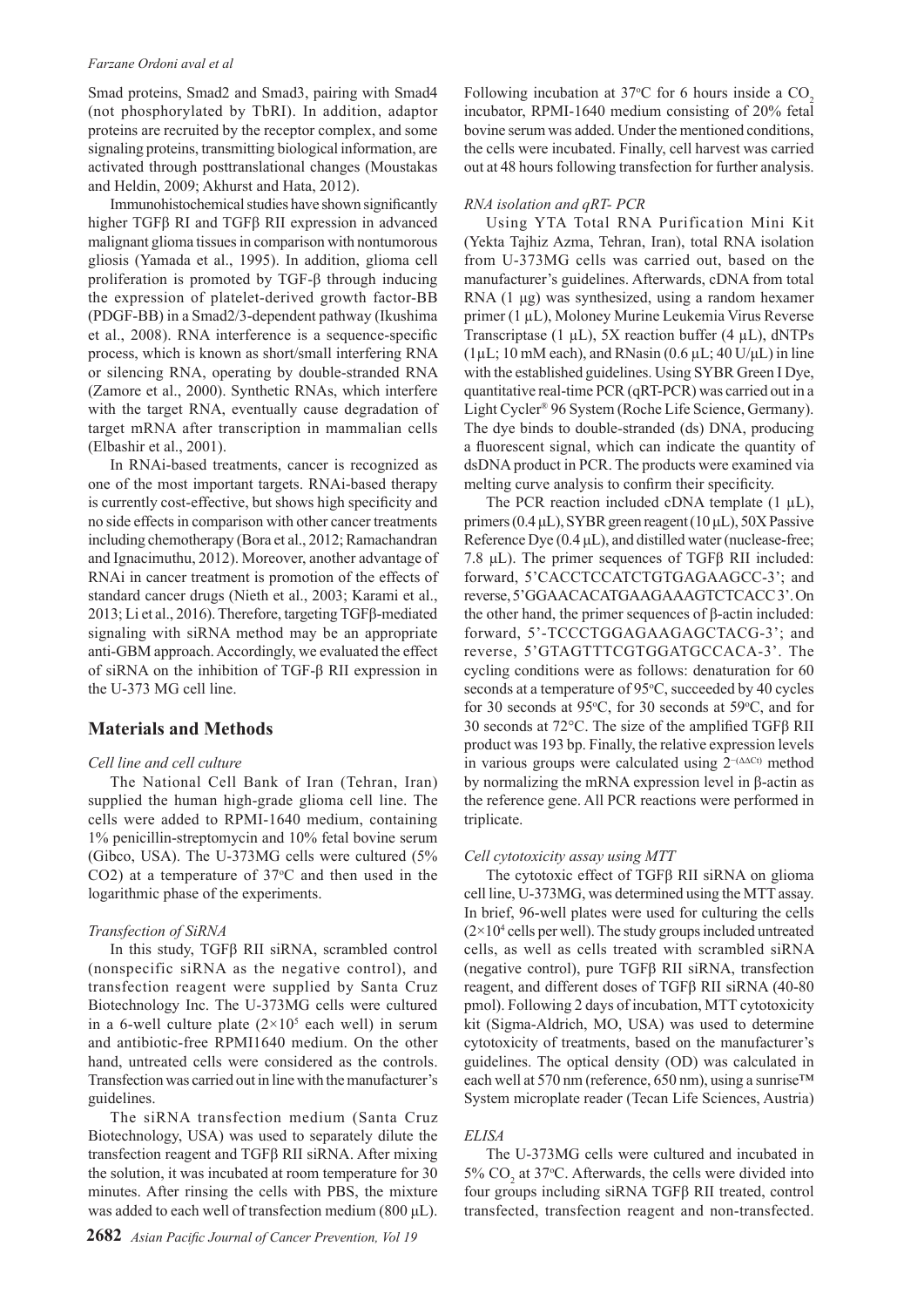Smad proteins, Smad2 and Smad3, pairing with Smad4 (not phosphorylated by TbRI). In addition, adaptor proteins are recruited by the receptor complex, and some signaling proteins, transmitting biological information, are activated through posttranslational changes (Moustakas and Heldin, 2009; Akhurst and Hata, 2012).

Immunohistochemical studies have shown significantly higher TGFβ RI and TGFβ RII expression in advanced malignant glioma tissues in comparison with nontumorous gliosis (Yamada et al., 1995). In addition, glioma cell proliferation is promoted by TGF-β through inducing the expression of platelet-derived growth factor-BB (PDGF-BB) in a Smad2/3-dependent pathway (Ikushima et al., 2008). RNA interference is a sequence-specific process, which is known as short/small interfering RNA or silencing RNA, operating by double-stranded RNA (Zamore et al., 2000). Synthetic RNAs, which interfere with the target RNA, eventually cause degradation of target mRNA after transcription in mammalian cells (Elbashir et al., 2001).

In RNAi-based treatments, cancer is recognized as one of the most important targets. RNAi-based therapy is currently cost-effective, but shows high specificity and no side effects in comparison with other cancer treatments including chemotherapy (Bora et al., 2012; Ramachandran and Ignacimuthu, 2012). Moreover, another advantage of RNAi in cancer treatment is promotion of the effects of standard cancer drugs (Nieth et al., 2003; Karami et al., 2013; Li et al., 2016). Therefore, targeting TGFβ-mediated signaling with siRNA method may be an appropriate anti-GBM approach. Accordingly, we evaluated the effect of siRNA on the inhibition of TGF-β RII expression in the U-373 MG cell line.

## Materials and Methods

*Cell line and cell culture*

The National Cell Bank of Iran (Tehran, Iran) supplied the human high-grade glioma cell line. The cells were added to RPMI-1640 medium, containing 1% penicillin-streptomycin and 10% fetal bovine serum (Gibco, USA). The U-373MG cells were cultured (5% $CO_2$) at a temperature of 37°C and then used in the logarithmic phase of the experiments.

*Transfection of SiRNA*

In this study, TGFβ RII siRNA, scrambled control (nonspecific siRNA as the negative control), and transfection reagent were supplied by Santa Cruz Biotechnology Inc. The U-373MG cells were cultured in a 6-well culture plate ($2\times10^5$ each well) in serum and antibiotic-free RPMI1640 medium. On the other hand, untreated cells were considered as the controls. Transfection was carried out in line with the manufacturer's guidelines.

The siRNA transfection medium (Santa Cruz Biotechnology, USA) was used to separately dilute the transfection reagent and TGFβ RII siRNA. After mixing the solution, it was incubated at room temperature for 30 minutes. After rinsing the cells with PBS, the mixture was added to each well of transfection medium (800 μL). Following incubation at 37°C for 6 hours inside a $CO_2$ incubator, RPMI-1640 medium consisting of 20% fetal bovine serum was added. Under the mentioned conditions, the cells were incubated. Finally, cell harvest was carried out at 48 hours following transfection for further analysis.

*RNA isolation and qRT- PCR*

Using YTA Total RNA Purification Mini Kit (Yekta Tajhiz Azma, Tehran, Iran), total RNA isolation from U-373MG cells was carried out, based on the manufacturer's guidelines. Afterwards, cDNA from total RNA (1 μg) was synthesized, using a random hexamer primer (1 μL), Moloney Murine Leukemia Virus Reverse Transcriptase (1 μL), 5X reaction buffer (4 μL), dNTPs (1μL; 10 mM each), and RNasin (0.6 μL; 40 U/μL) in line with the established guidelines. Using SYBR Green I Dye, quantitative real-time PCR (qRT-PCR) was carried out in a Light Cycler® 96 System (Roche Life Science, Germany). The dye binds to double-stranded (ds) DNA, producing a fluorescent signal, which can indicate the quantity of dsDNA product in PCR. The products were examined via melting curve analysis to confirm their specificity.

The PCR reaction included cDNA template (1 μL), primers (0.4 μL), SYBR green reagent (10 μL), 50X Passive Reference Dye (0.4 μL), and distilled water (nuclease-free; 7.8 μL). The primer sequences of TGFβ RII included: forward, 5'CACCTCCATCTGTGAGAAGCC-3'; and reverse, 5'GGAACACATGAAGAAAGTCTCACC 3'. On the other hand, the primer sequences of β-actin included: forward, 5'-TCCCTGGAGAAGAGCTACG-3'; and reverse, 5'GTAGTTTCGTGGATGCCACA-3'. The cycling conditions were as follows: denaturation for 60 seconds at a temperature of 95°C, succeeded by 40 cycles for 30 seconds at 95°C, for 30 seconds at 59°C, and for 30 seconds at 72°C. The size of the amplified TGFβ RII product was 193 bp. Finally, the relative expression levels in various groups were calculated using $2^{-(\Delta\Delta Ct)}$ method by normalizing the mRNA expression level in β-actin as the reference gene. All PCR reactions were performed in triplicate.

*Cell cytotoxicity assay using MTT*

The cytotoxic effect of TGFβ RII siRNA on glioma cell line, U-373MG, was determined using the MTT assay. In brief, 96-well plates were used for culturing the cells ($2\times10^4$ cells per well). The study groups included untreated cells, as well as cells treated with scrambled siRNA (negative control), pure TGFβ RII siRNA, transfection reagent, and different doses of TGFβ RII siRNA (40-80 pmol). Following 2 days of incubation, MTT cytotoxicity kit (Sigma-Aldrich, MO, USA) was used to determine cytotoxicity of treatments, based on the manufacturer's guidelines. The optical density (OD) was calculated in each well at 570 nm (reference, 650 nm), using a sunrise™ System microplate reader (Tecan Life Sciences, Austria)

*ELISA*

The U-373MG cells were cultured and incubated in 5% $CO_2$ at 37°C. Afterwards, the cells were divided into four groups including siRNA TGFβ RII treated, control transfected, transfection reagent and non-transfected.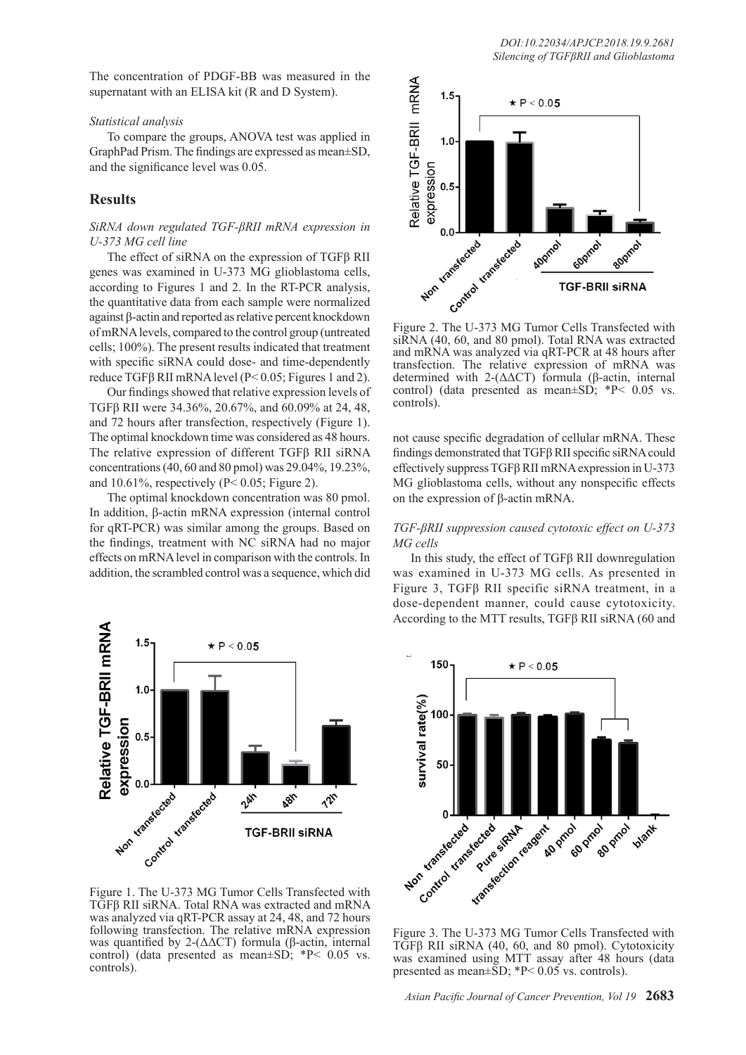The concentration of PDGF-BB was measured in the supernatant with an ELISA kit (R and D System).

*Statistical analysis*

To compare the groups, ANOVA test was applied in GraphPad Prism. The findings are expressed as mean±SD, and the significance level was 0.05.

## Results

*SiRNA down regulated TGF-βRII mRNA expression in U-373 MG cell line*

The effect of siRNA on the expression of TGFβ RII genes was examined in U-373 MG glioblastoma cells, according to Figures 1 and 2. In the RT-PCR analysis, the quantitative data from each sample were normalized against β-actin and reported as relative percent knockdown of mRNA levels, compared to the control group (untreated cells; 100%). The present results indicated that treatment with specific siRNA could dose- and time-dependently reduce TGFβ RII mRNA level (P< 0.05; Figures 1 and 2).

Our findings showed that relative expression levels of TGFβ RII were 34.36%, 20.67%, and 60.09% at 24, 48, and 72 hours after transfection, respectively (Figure 1). The optimal knockdown time was considered as 48 hours. The relative expression of different TGFβ RII siRNA concentrations (40, 60 and 80 pmol) was 29.04%, 19.23%, and 10.61%, respectively (P< 0.05; Figure 2).

The optimal knockdown concentration was 80 pmol. In addition, β-actin mRNA expression (internal control for qRT-PCR) was similar among the groups. Based on the findings, treatment with NC siRNA had no major effects on mRNA level in comparison with the controls. In addition, the scrambled control was a sequence, which did not cause specific degradation of cellular mRNA. These findings demonstrated that TGFβ RII specific siRNA could effectively suppress TGFβ RII mRNA expression in U-373 MG glioblastoma cells, without any nonspecific effects on the expression of β-actin mRNA.

Figure 1. The U-373 MG Tumor Cells Transfected with TGFβ RII siRNA. Total RNA was extracted and mRNA was analyzed via qRT-PCR assay at 24, 48, and 72 hours following transfection. The relative mRNA expression was quantified by 2-(ΔΔCT) formula (β-actin, internal control) (data presented as mean±SD; *P< 0.05 vs. controls).

Figure 2. The U-373 MG Tumor Cells Transfected with siRNA (40, 60, and 80 pmol). Total RNA was extracted and mRNA was analyzed via qRT-PCR at 48 hours after transfection. The relative expression of mRNA was determined with 2-(ΔΔCT) formula (β-actin, internal control) (data presented as mean±SD; *P< 0.05 vs. controls).

*TGF-βRII suppression caused cytotoxic effect on U-373 MG cells*

In this study, the effect of TGFβ RII downregulation was examined in U-373 MG cells. As presented in Figure 3, TGFβ RII specific siRNA treatment, in a dose-dependent manner, could cause cytotoxicity. According to the MTT results, TGFβ RII siRNA (60 and

Figure 3. The U-373 MG Tumor Cells Transfected with TGFβ RII siRNA (40, 60, and 80 pmol). Cytotoxicity was examined using MTT assay after 48 hours (data presented as mean±SD; *P< 0.05 vs. controls).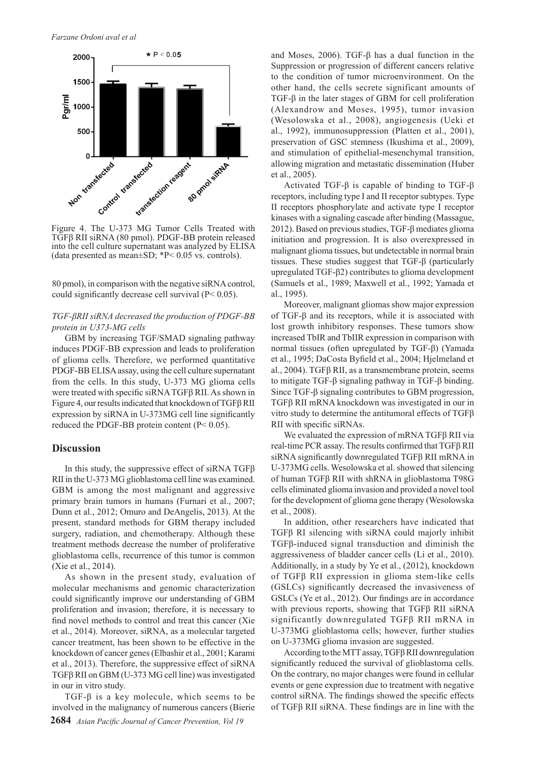Figure 4. The U-373 MG Tumor Cells Treated with TGFβ RII siRNA (80 pmol). PDGF-BB protein released into the cell culture supernatant was analyzed by ELISA (data presented as mean±SD; *P< 0.05 vs. controls).

80 pmol), in comparison with the negative siRNA control, could significantly decrease cell survival (P< 0.05).

*TGF-βRII siRNA decreased the production of PDGF-BB protein in U373-MG cells*

GBM by increasing TGF/SMAD signaling pathway induces PDGF-BB expression and leads to proliferation of glioma cells. Therefore, we performed quantitative PDGF-BB ELISA assay, using the cell culture supernatant from the cells. In this study, U-373 MG glioma cells were treated with specific siRNA TGFβ RII. As shown in Figure 4, our results indicated that knockdown of TGFβ RII expression by siRNA in U-373MG cell line significantly reduced the PDGF-BB protein content (P< 0.05).

## Discussion

In this study, the suppressive effect of siRNA TGFβ RII in the U-373 MG glioblastoma cell line was examined. GBM is among the most malignant and aggressive primary brain tumors in humans (Furnari et al., 2007; Dunn et al., 2012; Omuro and DeAngelis, 2013). At the present, standard methods for GBM therapy included surgery, radiation, and chemotherapy. Although these treatment methods decrease the number of proliferative glioblastoma cells, recurrence of this tumor is common (Xie et al., 2014).

As shown in the present study, evaluation of molecular mechanisms and genomic characterization could significantly improve our understanding of GBM proliferation and invasion; therefore, it is necessary to find novel methods to control and treat this cancer (Xie et al., 2014). Moreover, siRNA, as a molecular targeted cancer treatment, has been shown to be effective in the knockdown of cancer genes (Elbashir et al., 2001; Karami et al., 2013). Therefore, the suppressive effect of siRNA TGFβ RII on GBM (U-373 MG cell line) was investigated in our in vitro study.

TGF-β is a key molecule, which seems to be involved in the malignancy of numerous cancers (Bierie and Moses, 2006). TGF-β has a dual function in the Suppression or progression of different cancers relative to the condition of tumor microenvironment. On the other hand, the cells secrete significant amounts of TGF-β in the later stages of GBM for cell proliferation (Alexandrow and Moses, 1995), tumor invasion (Wesolowska et al., 2008), angiogenesis (Ueki et al., 1992), immunosuppression (Platten et al., 2001), preservation of GSC stemness (Ikushima et al., 2009), and stimulation of epithelial-mesenchymal transition, allowing migration and metastatic dissemination (Huber et al., 2005).

Activated TGF-β is capable of binding to TGF-β receptors, including type I and II receptor subtypes. Type II receptors phosphorylate and activate type I receptor kinases with a signaling cascade after binding (Massague, 2012). Based on previous studies, TGF-β mediates glioma initiation and progression. It is also overexpressed in malignant glioma tissues, but undetectable in normal brain tissues. These studies suggest that TGF-β (particularly upregulated TGF-β2) contributes to glioma development (Samuels et al., 1989; Maxwell et al., 1992; Yamada et al., 1995).

Moreover, malignant gliomas show major expression of TGF-β and its receptors, while it is associated with lost growth inhibitory responses. These tumors show increased TbIR and TbIIR expression in comparison with normal tissues (often upregulated by TGF-β) (Yamada et al., 1995; DaCosta Byfield et al., 2004; Hjelmeland et al., 2004). TGFβ RII, as a transmembrane protein, seems to mitigate TGF-β signaling pathway in TGF-β binding. Since TGF-β signaling contributes to GBM progression, TGFβ RII mRNA knockdown was investigated in our in vitro study to determine the antitumoral effects of TGFβ RII with specific siRNAs.

We evaluated the expression of mRNA TGFβ RII via real-time PCR assay. The results confirmed that TGFβ RII siRNA significantly downregulated TGFβ RII mRNA in U-373MG cells. Wesolowska et al. showed that silencing of human TGFβ RII with shRNA in glioblastoma T98G cells eliminated glioma invasion and provided a novel tool for the development of glioma gene therapy (Wesolowska et al., 2008).

In addition, other researchers have indicated that TGFβ RI silencing with siRNA could majorly inhibit TGFβ-induced signal transduction and diminish the aggressiveness of bladder cancer cells (Li et al., 2010). Additionally, in a study by Ye et al., (2012), knockdown of TGFβ RII expression in glioma stem-like cells (GSLCs) significantly decreased the invasiveness of GSLCs (Ye et al., 2012). Our findings are in accordance with previous reports, showing that TGFβ RII siRNA significantly downregulated TGFβ RII mRNA in U-373MG glioblastoma cells; however, further studies on U-373MG glioma invasion are suggested.

According to the MTT assay, TGFβ RII downregulation significantly reduced the survival of glioblastoma cells. On the contrary, no major changes were found in cellular events or gene expression due to treatment with negative control siRNA. The findings showed the specific effects of TGFβ RII siRNA. These findings are in line with the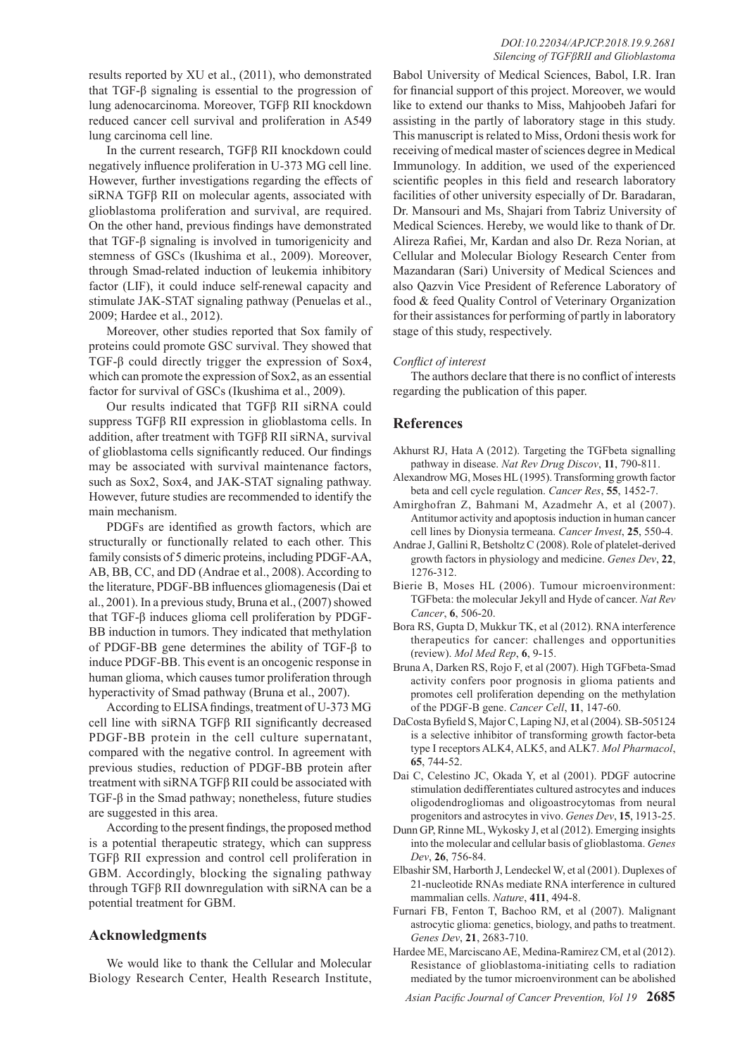results reported by XU et al., (2011), who demonstrated that TGF-β signaling is essential to the progression of lung adenocarcinoma. Moreover, TGFβ RII knockdown reduced cancer cell survival and proliferation in A549 lung carcinoma cell line.

In the current research, TGFβ RII knockdown could negatively influence proliferation in U-373 MG cell line. However, further investigations regarding the effects of siRNA TGFβ RII on molecular agents, associated with glioblastoma proliferation and survival, are required. On the other hand, previous findings have demonstrated that TGF-β signaling is involved in tumorigenicity and stemness of GSCs (Ikushima et al., 2009). Moreover, through Smad-related induction of leukemia inhibitory factor (LIF), it could induce self-renewal capacity and stimulate JAK-STAT signaling pathway (Penuelas et al., 2009; Hardee et al., 2012).

Moreover, other studies reported that Sox family of proteins could promote GSC survival. They showed that TGF-β could directly trigger the expression of Sox4, which can promote the expression of Sox2, as an essential factor for survival of GSCs (Ikushima et al., 2009).

Our results indicated that TGFβ RII siRNA could suppress TGFβ RII expression in glioblastoma cells. In addition, after treatment with TGFβ RII siRNA, survival of glioblastoma cells significantly reduced. Our findings may be associated with survival maintenance factors, such as Sox2, Sox4, and JAK-STAT signaling pathway. However, future studies are recommended to identify the main mechanism.

PDGFs are identified as growth factors, which are structurally or functionally related to each other. This family consists of 5 dimeric proteins, including PDGF-AA, AB, BB, CC, and DD (Andrae et al., 2008). According to the literature, PDGF-BB influences gliomagenesis (Dai et al., 2001). In a previous study, Bruna et al., (2007) showed that TGF-β induces glioma cell proliferation by PDGF-BB induction in tumors. They indicated that methylation of PDGF-BB gene determines the ability of TGF-β to induce PDGF-BB. This event is an oncogenic response in human glioma, which causes tumor proliferation through hyperactivity of Smad pathway (Bruna et al., 2007).

According to ELISA findings, treatment of U-373 MG cell line with siRNA TGFβ RII significantly decreased PDGF-BB protein in the cell culture supernatant, compared with the negative control. In agreement with previous studies, reduction of PDGF-BB protein after treatment with siRNA TGFβ RII could be associated with TGF-β in the Smad pathway; nonetheless, future studies are suggested in this area.

According to the present findings, the proposed method is a potential therapeutic strategy, which can suppress TGFβ RII expression and control cell proliferation in GBM. Accordingly, blocking the signaling pathway through TGFβ RII downregulation with siRNA can be a potential treatment for GBM.

## Acknowledgments

We would like to thank the Cellular and Molecular Biology Research Center, Health Research Institute, Babol University of Medical Sciences, Babol, I.R. Iran for financial support of this project. Moreover, we would like to extend our thanks to Miss, Mahjoobeh Jafari for assisting in the partly of laboratory stage in this study. This manuscript is related to Miss, Ordoni thesis work for receiving of medical master of sciences degree in Medical Immunology. In addition, we used of the experienced scientific peoples in this field and research laboratory facilities of other university especially of Dr. Baradaran, Dr. Mansouri and Ms, Shajari from Tabriz University of Medical Sciences. Hereby, we would like to thank of Dr. Alireza Rafiei, Mr, Kardan and also Dr. Reza Norian, at Cellular and Molecular Biology Research Center from Mazandaran (Sari) University of Medical Sciences and also Qazvin Vice President of Reference Laboratory of food & feed Quality Control of Veterinary Organization for their assistances for performing of partly in laboratory stage of this study, respectively.

*Conflict of interest*

The authors declare that there is no conflict of interests regarding the publication of this paper.

## References

Akhurst RJ, Hata A (2012). Targeting the TGFbeta signalling pathway in disease. *Nat Rev Drug Discov*, **11**, 790-811.

Alexandrow MG, Moses HL (1995). Transforming growth factor beta and cell cycle regulation. *Cancer Res*, **55**, 1452-7.

Amirghofran Z, Bahmani M, Azadmehr A, et al (2007). Antitumor activity and apoptosis induction in human cancer cell lines by Dionysia termeana. *Cancer Invest*, **25**, 550-4.

Andrae J, Gallini R, Betsholtz C (2008). Role of platelet-derived growth factors in physiology and medicine. *Genes Dev*, **22**, 1276-312.

Bierie B, Moses HL (2006). Tumour microenvironment: TGFbeta: the molecular Jekyll and Hyde of cancer. *Nat Rev Cancer*, **6**, 506-20.

Bora RS, Gupta D, Mukkur TK, et al (2012). RNA interference therapeutics for cancer: challenges and opportunities (review). *Mol Med Rep*, **6**, 9-15.

Bruna A, Darken RS, Rojo F, et al (2007). High TGFbeta-Smad activity confers poor prognosis in glioma patients and promotes cell proliferation depending on the methylation of the PDGF-B gene. *Cancer Cell*, **11**, 147-60.

DaCosta Byfield S, Major C, Laping NJ, et al (2004). SB-505124 is a selective inhibitor of transforming growth factor-beta type I receptors ALK4, ALK5, and ALK7. *Mol Pharmacol*, **65**, 744-52.

Dai C, Celestino JC, Okada Y, et al (2001). PDGF autocrine stimulation dedifferentiates cultured astrocytes and induces oligodendrogliomas and oligoastrocytomas from neural progenitors and astrocytes in vivo. *Genes Dev*, **15**, 1913-25.

Dunn GP, Rinne ML, Wykosky J, et al (2012). Emerging insights into the molecular and cellular basis of glioblastoma. *Genes Dev*, **26**, 756-84.

Elbashir SM, Harborth J, Lendeckel W, et al (2001). Duplexes of 21-nucleotide RNAs mediate RNA interference in cultured mammalian cells. *Nature*, **411**, 494-8.

Furnari FB, Fenton T, Bachoo RM, et al (2007). Malignant astrocytic glioma: genetics, biology, and paths to treatment. *Genes Dev*, **21**, 2683-710.

Hardee ME, Marciscano AE, Medina-Ramirez CM, et al (2012). Resistance of glioblastoma-initiating cells to radiation mediated by the tumor microenvironment can be abolished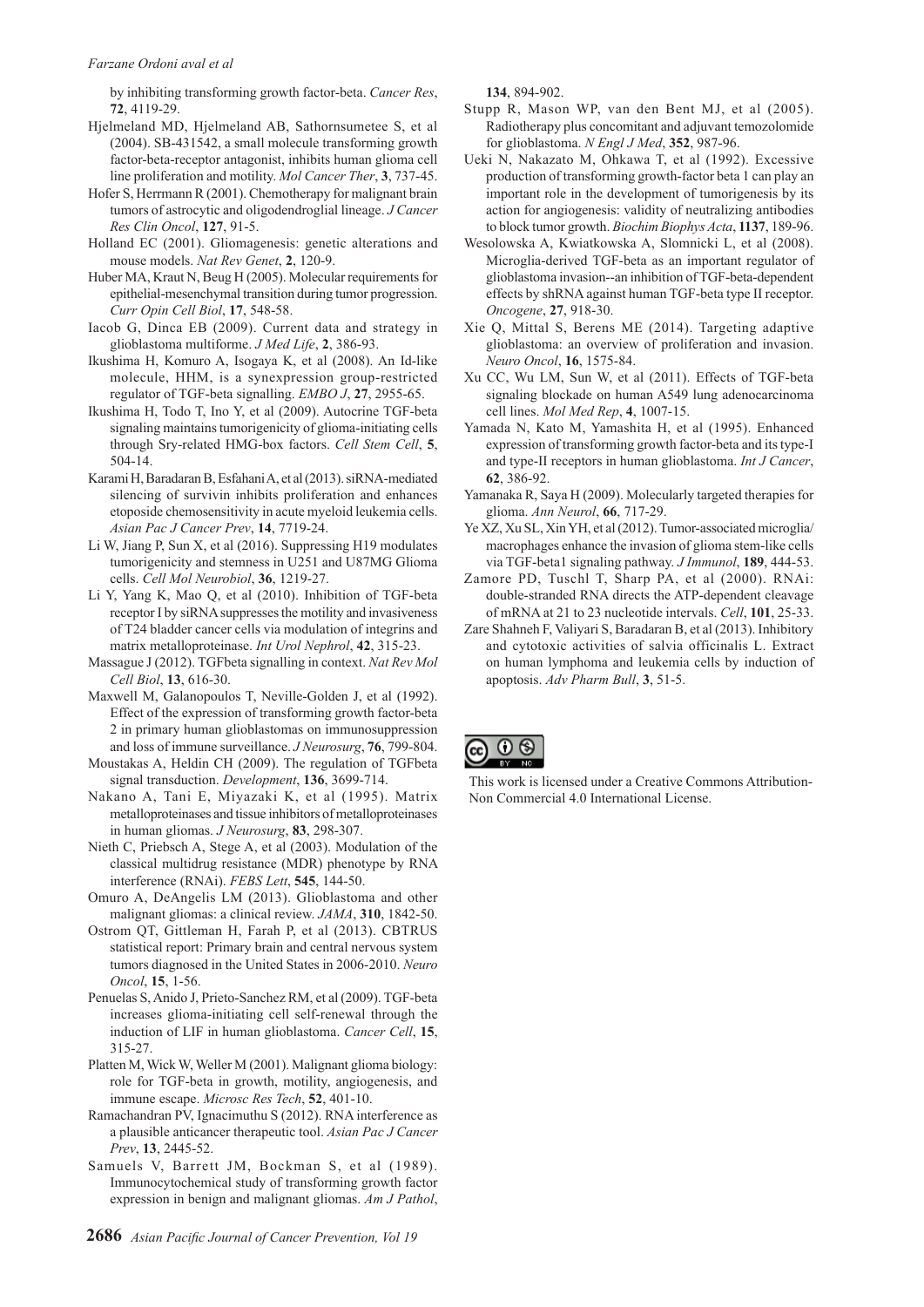by inhibiting transforming growth factor-beta. *Cancer Res*, **72**, 4119-29.

Hjelmeland MD, Hjelmeland AB, Sathornsumetee S, et al (2004). SB-431542, a small molecule transforming growth factor-beta-receptor antagonist, inhibits human glioma cell line proliferation and motility. *Mol Cancer Ther*, **3**, 737-45.

Hofer S, Herrmann R (2001). Chemotherapy for malignant brain tumors of astrocytic and oligodendroglial lineage. *J Cancer Res Clin Oncol*, **127**, 91-5.

Holland EC (2001). Gliomagenesis: genetic alterations and mouse models. *Nat Rev Genet*, **2**, 120-9.

Huber MA, Kraut N, Beug H (2005). Molecular requirements for epithelial-mesenchymal transition during tumor progression. *Curr Opin Cell Biol*, **17**, 548-58.

Iacob G, Dinca EB (2009). Current data and strategy in glioblastoma multiforme. *J Med Life*, **2**, 386-93.

Ikushima H, Komuro A, Isogaya K, et al (2008). An Id-like molecule, HHM, is a synexpression group-restricted regulator of TGF-beta signalling. *EMBO J*, **27**, 2955-65.

Ikushima H, Todo T, Ino Y, et al (2009). Autocrine TGF-beta signaling maintains tumorigenicity of glioma-initiating cells through Sry-related HMG-box factors. *Cell Stem Cell*, **5**, 504-14.

Karami H, Baradaran B, Esfahani A, et al (2013). siRNA-mediated silencing of survivin inhibits proliferation and enhances etoposide chemosensitivity in acute myeloid leukemia cells. *Asian Pac J Cancer Prev*, **14**, 7719-24.

Li W, Jiang P, Sun X, et al (2016). Suppressing H19 modulates tumorigenicity and stemness in U251 and U87MG Glioma cells. *Cell Mol Neurobiol*, **36**, 1219-27.

Li Y, Yang K, Mao Q, et al (2010). Inhibition of TGF-beta receptor I by siRNA suppresses the motility and invasiveness of T24 bladder cancer cells via modulation of integrins and matrix metalloproteinase. *Int Urol Nephrol*, **42**, 315-23.

Massague J (2012). TGFbeta signalling in context. *Nat Rev Mol Cell Biol*, **13**, 616-30.

Maxwell M, Galanopoulos T, Neville-Golden J, et al (1992). Effect of the expression of transforming growth factor-beta 2 in primary human glioblastomas on immunosuppression and loss of immune surveillance. *J Neurosurg*, **76**, 799-804.

Moustakas A, Heldin CH (2009). The regulation of TGFbeta signal transduction. *Development*, **136**, 3699-714.

Nakano A, Tani E, Miyazaki K, et al (1995). Matrix metalloproteinases and tissue inhibitors of metalloproteinases in human gliomas. *J Neurosurg*, **83**, 298-307.

Nieth C, Priebsch A, Stege A, et al (2003). Modulation of the classical multidrug resistance (MDR) phenotype by RNA interference (RNAi). *FEBS Lett*, **545**, 144-50.

Omuro A, DeAngelis LM (2013). Glioblastoma and other malignant gliomas: a clinical review. *JAMA*, **310**, 1842-50.

Ostrom QT, Gittleman H, Farah P, et al (2013). CBTRUS statistical report: Primary brain and central nervous system tumors diagnosed in the United States in 2006-2010. *Neuro Oncol*, **15**, 1-56.

Penuelas S, Anido J, Prieto-Sanchez RM, et al (2009). TGF-beta increases glioma-initiating cell self-renewal through the induction of LIF in human glioblastoma. *Cancer Cell*, **15**, 315-27.

Platten M, Wick W, Weller M (2001). Malignant glioma biology: role for TGF-beta in growth, motility, angiogenesis, and immune escape. *Microsc Res Tech*, **52**, 401-10.

Ramachandran PV, Ignacimuthu S (2012). RNA interference as a plausible anticancer therapeutic tool. *Asian Pac J Cancer Prev*, **13**, 2445-52.

Samuels V, Barrett JM, Bockman S, et al (1989). Immunocytochemical study of transforming growth factor expression in benign and malignant gliomas. *Am J Pathol*, **134**, 894-902.

Stupp R, Mason WP, van den Bent MJ, et al (2005). Radiotherapy plus concomitant and adjuvant temozolomide for glioblastoma. *N Engl J Med*, **352**, 987-96.

Ueki N, Nakazato M, Ohkawa T, et al (1992). Excessive production of transforming growth-factor beta 1 can play an important role in the development of tumorigenesis by its action for angiogenesis: validity of neutralizing antibodies to block tumor growth. *Biochim Biophys Acta*, **1137**, 189-96.

Wesolowska A, Kwiatkowska A, Slomnicki L, et al (2008). Microglia-derived TGF-beta as an important regulator of glioblastoma invasion--an inhibition of TGF-beta-dependent effects by shRNA against human TGF-beta type II receptor. *Oncogene*, **27**, 918-30.

Xie Q, Mittal S, Berens ME (2014). Targeting adaptive glioblastoma: an overview of proliferation and invasion. *Neuro Oncol*, **16**, 1575-84.

Xu CC, Wu LM, Sun W, et al (2011). Effects of TGF-beta signaling blockade on human A549 lung adenocarcinoma cell lines. *Mol Med Rep*, **4**, 1007-15.

Yamada N, Kato M, Yamashita H, et al (1995). Enhanced expression of transforming growth factor-beta and its type-I and type-II receptors in human glioblastoma. *Int J Cancer*, **62**, 386-92.

Yamanaka R, Saya H (2009). Molecularly targeted therapies for glioma. *Ann Neurol*, **66**, 717-29.

Ye XZ, Xu SL, Xin YH, et al (2012). Tumor-associated microglia/macrophages enhance the invasion of glioma stem-like cells via TGF-beta1 signaling pathway. *J Immunol*, **189**, 444-53.

Zamore PD, Tuschl T, Sharp PA, et al (2000). RNAi: double-stranded RNA directs the ATP-dependent cleavage of mRNA at 21 to 23 nucleotide intervals. *Cell*, **101**, 25-33.

Zare Shahneh F, Valiyari S, Baradaran B, et al (2013). Inhibitory and cytotoxic activities of salvia officinalis L. Extract on human lymphoma and leukemia cells by induction of apoptosis. *Adv Pharm Bull*, **3**, 51-5.

This work is licensed under a Creative Commons Attribution-Non Commercial 4.0 International License.